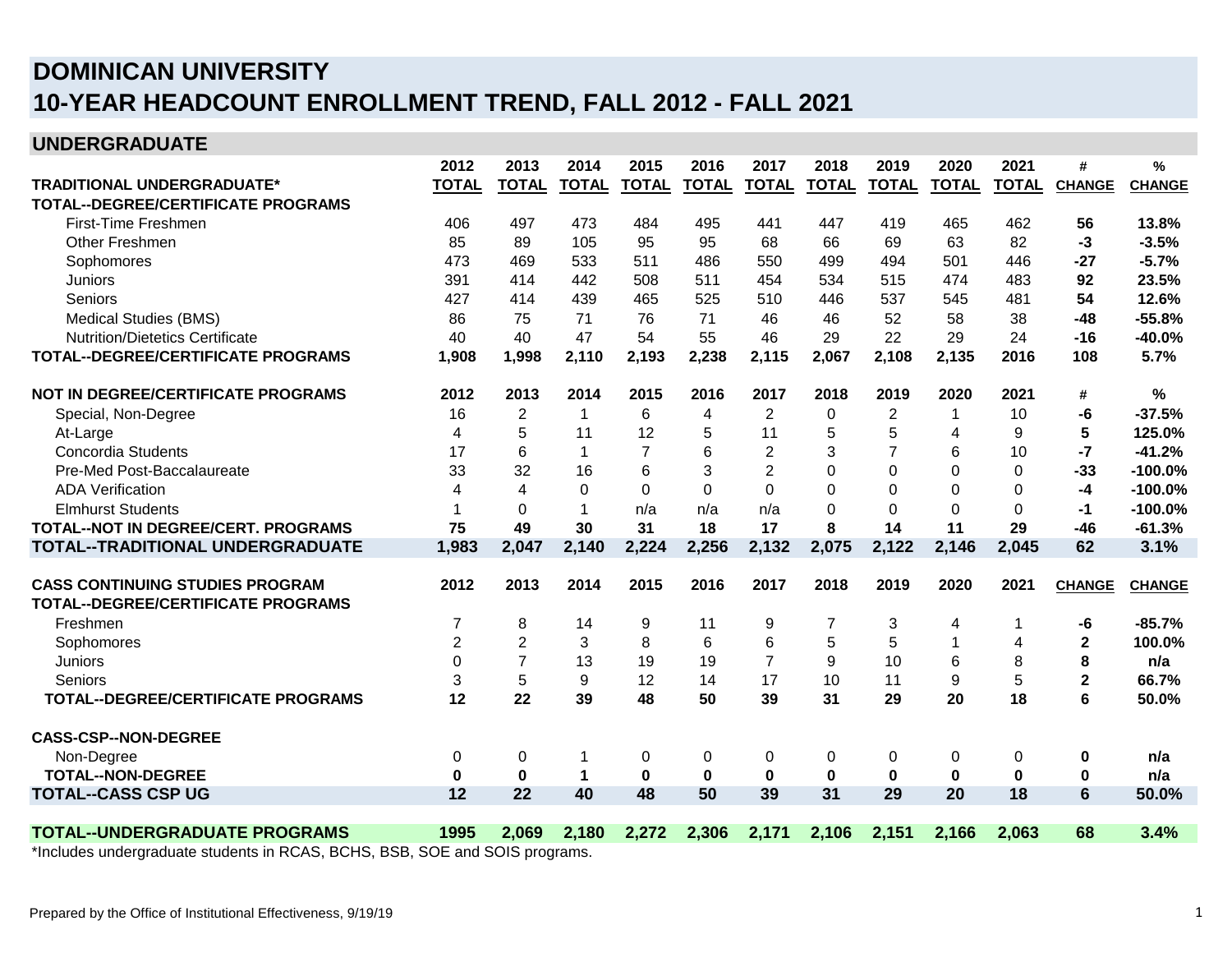# DOMINICAN UNIVERSITY
# 10-YEAR HEADCOUNT ENROLLMENT TREND, FALL 2012 - FALL 2021

## UNDERGRADUATE

| TRADITIONAL UNDERGRADUATE* | 2012 TOTAL | 2013 TOTAL | 2014 TOTAL | 2015 TOTAL | 2016 TOTAL | 2017 TOTAL | 2018 TOTAL | 2019 TOTAL | 2020 TOTAL | 2021 TOTAL | # CHANGE | % CHANGE |
|---|---|---|---|---|---|---|---|---|---|---|---|---|
| **TOTAL--DEGREE/CERTIFICATE PROGRAMS** | | | | | | | | | | | | |
| First-Time Freshmen | 406 | 497 | 473 | 484 | 495 | 441 | 447 | 419 | 465 | 462 | **56** | **13.8%** |
| Other Freshmen | 85 | 89 | 105 | 95 | 95 | 68 | 66 | 69 | 63 | 82 | **-3** | **-3.5%** |
| Sophomores | 473 | 469 | 533 | 511 | 486 | 550 | 499 | 494 | 501 | 446 | **-27** | **-5.7%** |
| Juniors | 391 | 414 | 442 | 508 | 511 | 454 | 534 | 515 | 474 | 483 | **92** | **23.5%** |
| Seniors | 427 | 414 | 439 | 465 | 525 | 510 | 446 | 537 | 545 | 481 | **54** | **12.6%** |
| Medical Studies (BMS) | 86 | 75 | 71 | 76 | 71 | 46 | 46 | 52 | 58 | 38 | **-48** | **-55.8%** |
| Nutrition/Dietetics Certificate | 40 | 40 | 47 | 54 | 55 | 46 | 29 | 22 | 29 | 24 | **-16** | **-40.0%** |
| **TOTAL--DEGREE/CERTIFICATE PROGRAMS** | **1,908** | **1,998** | **2,110** | **2,193** | **2,238** | **2,115** | **2,067** | **2,108** | **2,135** | **2016** | **108** | **5.7%** |
| **NOT IN DEGREE/CERTIFICATE PROGRAMS** | **2012** | **2013** | **2014** | **2015** | **2016** | **2017** | **2018** | **2019** | **2020** | **2021** | **#** | **%** |
| Special, Non-Degree | 16 | 2 | 1 | 6 | 4 | 2 | 0 | 2 | 1 | 10 | **-6** | **-37.5%** |
| At-Large | 4 | 5 | 11 | 12 | 5 | 11 | 5 | 5 | 4 | 9 | **5** | **125.0%** |
| Concordia Students | 17 | 6 | 1 | 7 | 6 | 2 | 3 | 7 | 6 | 10 | **-7** | **-41.2%** |
| Pre-Med Post-Baccalaureate | 33 | 32 | 16 | 6 | 3 | 2 | 0 | 0 | 0 | 0 | **-33** | **-100.0%** |
| ADA Verification | 4 | 4 | 0 | 0 | 0 | 0 | 0 | 0 | 0 | 0 | **-4** | **-100.0%** |
| Elmhurst Students | 1 | 0 | 1 | n/a | n/a | n/a | 0 | 0 | 0 | 0 | **-1** | **-100.0%** |
| **TOTAL--NOT IN DEGREE/CERT. PROGRAMS** | **75** | **49** | **30** | **31** | **18** | **17** | **8** | **14** | **11** | **29** | **-46** | **-61.3%** |
| **TOTAL--TRADITIONAL UNDERGRADUATE** | **1,983** | **2,047** | **2,140** | **2,224** | **2,256** | **2,132** | **2,075** | **2,122** | **2,146** | **2,045** | **62** | **3.1%** |
| **CASS CONTINUING STUDIES PROGRAM** | **2012** | **2013** | **2014** | **2015** | **2016** | **2017** | **2018** | **2019** | **2020** | **2021** | **CHANGE** | **CHANGE** |
| **TOTAL--DEGREE/CERTIFICATE PROGRAMS** | | | | | | | | | | | | |
| Freshmen | 7 | 8 | 14 | 9 | 11 | 9 | 7 | 3 | 4 | 1 | **-6** | **-85.7%** |
| Sophomores | 2 | 2 | 3 | 8 | 6 | 6 | 5 | 5 | 1 | 4 | **2** | **100.0%** |
| Juniors | 0 | 7 | 13 | 19 | 19 | 7 | 9 | 10 | 6 | 8 | **8** | **n/a** |
| Seniors | 3 | 5 | 9 | 12 | 14 | 17 | 10 | 11 | 9 | 5 | **2** | **66.7%** |
| **TOTAL--DEGREE/CERTIFICATE PROGRAMS** | **12** | **22** | **39** | **48** | **50** | **39** | **31** | **29** | **20** | **18** | **6** | **50.0%** |
| **CASS-CSP--NON-DEGREE** | | | | | | | | | | | | |
| Non-Degree | 0 | 0 | 1 | 0 | 0 | 0 | 0 | 0 | 0 | 0 | **0** | **n/a** |
| **TOTAL--NON-DEGREE** | **0** | **0** | **1** | **0** | **0** | **0** | **0** | **0** | **0** | **0** | **0** | **n/a** |
| **TOTAL--CASS CSP UG** | **12** | **22** | **40** | **48** | **50** | **39** | **31** | **29** | **20** | **18** | **6** | **50.0%** |
| **TOTAL--UNDERGRADUATE PROGRAMS** | **1995** | **2,069** | **2,180** | **2,272** | **2,306** | **2,171** | **2,106** | **2,151** | **2,166** | **2,063** | **68** | **3.4%** |

*Includes undergraduate students in RCAS, BCHS, BSB, SOE and SOIS programs.

Prepared by the Office of Institutional Effectiveness, 9/19/19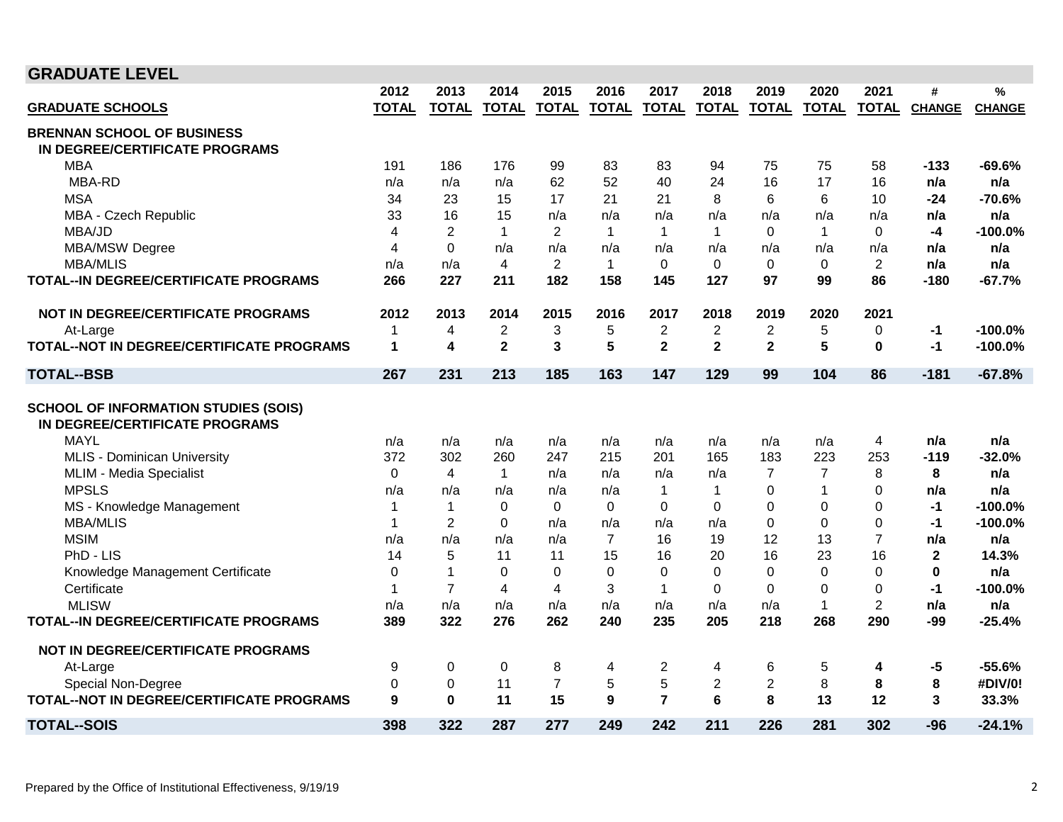## GRADUATE LEVEL

| GRADUATE SCHOOLS | 2012 TOTAL | 2013 TOTAL | 2014 TOTAL | 2015 TOTAL | 2016 TOTAL | 2017 TOTAL | 2018 TOTAL | 2019 TOTAL | 2020 TOTAL | 2021 TOTAL | # CHANGE | % CHANGE |
|---|---|---|---|---|---|---|---|---|---|---|---|---|
| **BRENNAN SCHOOL OF BUSINESS** | | | | | | | | | | | | |
| **IN DEGREE/CERTIFICATE PROGRAMS** | | | | | | | | | | | | |
| MBA | 191 | 186 | 176 | 99 | 83 | 83 | 94 | 75 | 75 | 58 | **-133** | **-69.6%** |
| MBA-RD | n/a | n/a | n/a | 62 | 52 | 40 | 24 | 16 | 17 | 16 | **n/a** | **n/a** |
| MSA | 34 | 23 | 15 | 17 | 21 | 21 | 8 | 6 | 6 | 10 | **-24** | **-70.6%** |
| MBA - Czech Republic | 33 | 16 | 15 | n/a | n/a | n/a | n/a | n/a | n/a | n/a | **n/a** | **n/a** |
| MBA/JD | 4 | 2 | 1 | 2 | 1 | 1 | 1 | 0 | 1 | 0 | **-4** | **-100.0%** |
| MBA/MSW Degree | 4 | 0 | n/a | n/a | n/a | n/a | n/a | n/a | n/a | n/a | **n/a** | **n/a** |
| MBA/MLIS | n/a | n/a | 4 | 2 | 1 | 0 | 0 | 0 | 0 | 2 | **n/a** | **n/a** |
| **TOTAL--IN DEGREE/CERTIFICATE PROGRAMS** | **266** | **227** | **211** | **182** | **158** | **145** | **127** | **97** | **99** | **86** | **-180** | **-67.7%** |
| **NOT IN DEGREE/CERTIFICATE PROGRAMS** | **2012** | **2013** | **2014** | **2015** | **2016** | **2017** | **2018** | **2019** | **2020** | **2021** | | |
| At-Large | 1 | 4 | 2 | 3 | 5 | 2 | 2 | 2 | 5 | 0 | **-1** | **-100.0%** |
| **TOTAL--NOT IN DEGREE/CERTIFICATE PROGRAMS** | **1** | **4** | **2** | **3** | **5** | **2** | **2** | **2** | **5** | **0** | **-1** | **-100.0%** |
| **TOTAL--BSB** | **267** | **231** | **213** | **185** | **163** | **147** | **129** | **99** | **104** | **86** | **-181** | **-67.8%** |
| **SCHOOL OF INFORMATION STUDIES (SOIS)** | | | | | | | | | | | | |
| **IN DEGREE/CERTIFICATE PROGRAMS** | | | | | | | | | | | | |
| MAYL | n/a | n/a | n/a | n/a | n/a | n/a | n/a | n/a | n/a | 4 | **n/a** | **n/a** |
| MLIS - Dominican University | 372 | 302 | 260 | 247 | 215 | 201 | 165 | 183 | 223 | 253 | **-119** | **-32.0%** |
| MLIM - Media Specialist | 0 | 4 | 1 | n/a | n/a | n/a | n/a | 7 | 7 | 8 | **8** | **n/a** |
| MPSLS | n/a | n/a | n/a | n/a | n/a | 1 | 1 | 0 | 1 | 0 | **n/a** | **n/a** |
| MS - Knowledge Management | 1 | 1 | 0 | 0 | 0 | 0 | 0 | 0 | 0 | 0 | **-1** | **-100.0%** |
| MBA/MLIS | 1 | 2 | 0 | n/a | n/a | n/a | n/a | 0 | 0 | 0 | **-1** | **-100.0%** |
| MSIM | n/a | n/a | n/a | n/a | 7 | 16 | 19 | 12 | 13 | 7 | **n/a** | **n/a** |
| PhD - LIS | 14 | 5 | 11 | 11 | 15 | 16 | 20 | 16 | 23 | 16 | **2** | **14.3%** |
| Knowledge Management Certificate | 0 | 1 | 0 | 0 | 0 | 0 | 0 | 0 | 0 | 0 | **0** | **n/a** |
| Certificate | 1 | 7 | 4 | 4 | 3 | 1 | 0 | 0 | 0 | 0 | **-1** | **-100.0%** |
| MLISW | n/a | n/a | n/a | n/a | n/a | n/a | n/a | n/a | 1 | 2 | **n/a** | **n/a** |
| **TOTAL--IN DEGREE/CERTIFICATE PROGRAMS** | **389** | **322** | **276** | **262** | **240** | **235** | **205** | **218** | **268** | **290** | **-99** | **-25.4%** |
| **NOT IN DEGREE/CERTIFICATE PROGRAMS** | | | | | | | | | | | | |
| At-Large | 9 | 0 | 0 | 8 | 4 | 2 | 4 | 6 | 5 | **4** | **-5** | **-55.6%** |
| Special Non-Degree | 0 | 0 | 11 | 7 | 5 | 5 | 2 | 2 | 8 | **8** | **8** | **#DIV/0!** |
| **TOTAL--NOT IN DEGREE/CERTIFICATE PROGRAMS** | **9** | **0** | **11** | **15** | **9** | **7** | **6** | **8** | **13** | **12** | **3** | **33.3%** |
| **TOTAL--SOIS** | **398** | **322** | **287** | **277** | **249** | **242** | **211** | **226** | **281** | **302** | **-96** | **-24.1%** |

Prepared by the Office of Institutional Effectiveness, 9/19/19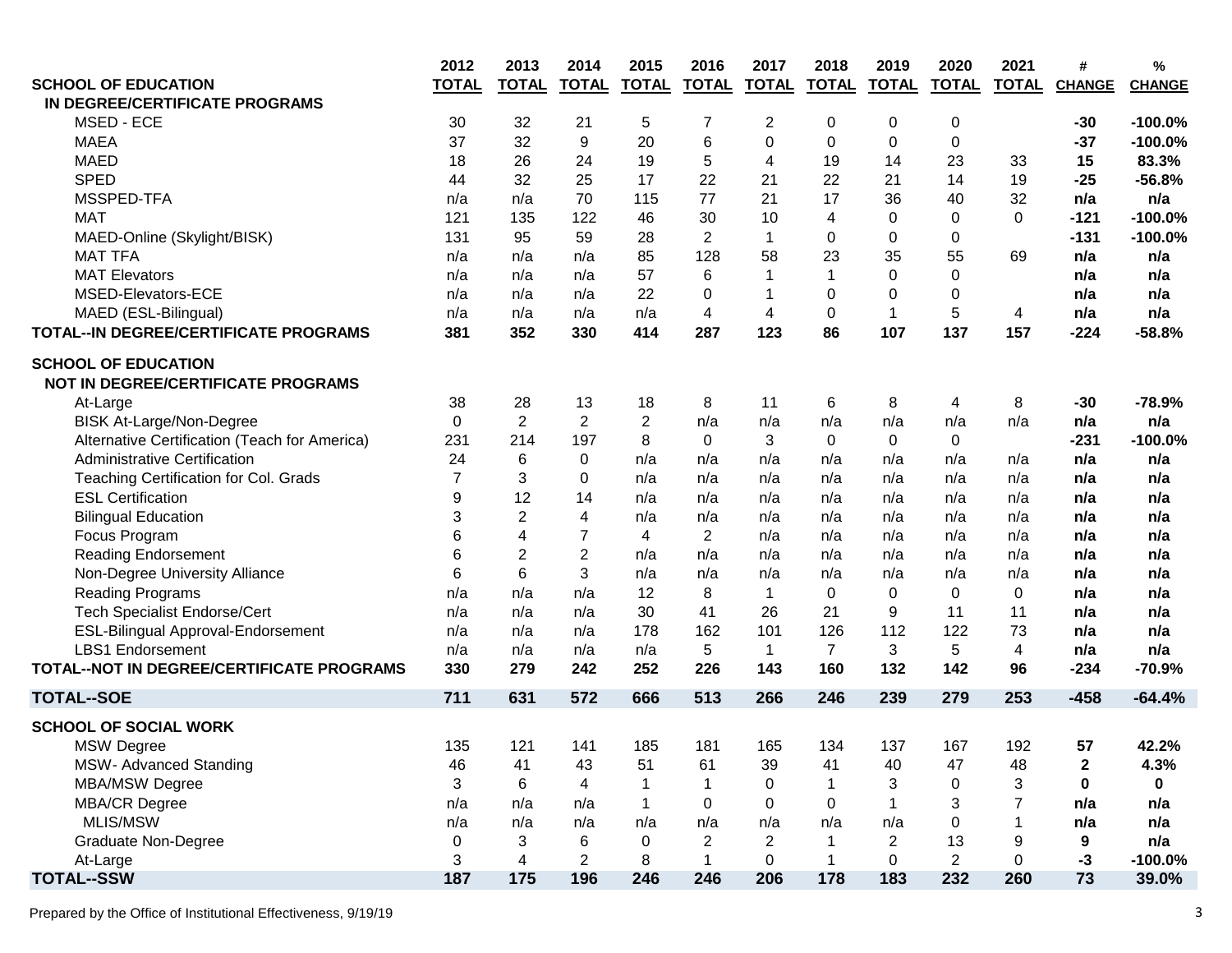| SCHOOL OF EDUCATION | 2012 TOTAL | 2013 TOTAL | 2014 TOTAL | 2015 TOTAL | 2016 TOTAL | 2017 TOTAL | 2018 TOTAL | 2019 TOTAL | 2020 TOTAL | 2021 TOTAL | # CHANGE | % CHANGE |
|---|---|---|---|---|---|---|---|---|---|---|---|---|
| **IN DEGREE/CERTIFICATE PROGRAMS** | | | | | | | | | | | | |
| MSED - ECE | 30 | 32 | 21 | 5 | 7 | 2 | 0 | 0 | 0 | | **-30** | **-100.0%** |
| MAEA | 37 | 32 | 9 | 20 | 6 | 0 | 0 | 0 | 0 | | **-37** | **-100.0%** |
| MAED | 18 | 26 | 24 | 19 | 5 | 4 | 19 | 14 | 23 | 33 | **15** | **83.3%** |
| SPED | 44 | 32 | 25 | 17 | 22 | 21 | 22 | 21 | 14 | 19 | **-25** | **-56.8%** |
| MSSPED-TFA | n/a | n/a | 70 | 115 | 77 | 21 | 17 | 36 | 40 | 32 | **n/a** | **n/a** |
| MAT | 121 | 135 | 122 | 46 | 30 | 10 | 4 | 0 | 0 | 0 | **-121** | **-100.0%** |
| MAED-Online (Skylight/BISK) | 131 | 95 | 59 | 28 | 2 | 1 | 0 | 0 | 0 | | **-131** | **-100.0%** |
| MAT TFA | n/a | n/a | n/a | 85 | 128 | 58 | 23 | 35 | 55 | 69 | **n/a** | **n/a** |
| MAT Elevators | n/a | n/a | n/a | 57 | 6 | 1 | 1 | 0 | 0 | | **n/a** | **n/a** |
| MSED-Elevators-ECE | n/a | n/a | n/a | 22 | 0 | 1 | 0 | 0 | 0 | | **n/a** | **n/a** |
| MAED (ESL-Bilingual) | n/a | n/a | n/a | n/a | 4 | 4 | 0 | 1 | 5 | 4 | **n/a** | **n/a** |
| **TOTAL--IN DEGREE/CERTIFICATE PROGRAMS** | **381** | **352** | **330** | **414** | **287** | **123** | **86** | **107** | **137** | **157** | **-224** | **-58.8%** |
| **SCHOOL OF EDUCATION** | | | | | | | | | | | | |
| **NOT IN DEGREE/CERTIFICATE PROGRAMS** | | | | | | | | | | | | |
| At-Large | 38 | 28 | 13 | 18 | 8 | 11 | 6 | 8 | 4 | 8 | **-30** | **-78.9%** |
| BISK At-Large/Non-Degree | 0 | 2 | 2 | 2 | n/a | n/a | n/a | n/a | n/a | n/a | **n/a** | **n/a** |
| Alternative Certification (Teach for America) | 231 | 214 | 197 | 8 | 0 | 3 | 0 | 0 | 0 | | **-231** | **-100.0%** |
| Administrative Certification | 24 | 6 | 0 | n/a | n/a | n/a | n/a | n/a | n/a | n/a | **n/a** | **n/a** |
| Teaching Certification for Col. Grads | 7 | 3 | 0 | n/a | n/a | n/a | n/a | n/a | n/a | n/a | **n/a** | **n/a** |
| ESL Certification | 9 | 12 | 14 | n/a | n/a | n/a | n/a | n/a | n/a | n/a | **n/a** | **n/a** |
| Bilingual Education | 3 | 2 | 4 | n/a | n/a | n/a | n/a | n/a | n/a | n/a | **n/a** | **n/a** |
| Focus Program | 6 | 4 | 7 | 4 | 2 | n/a | n/a | n/a | n/a | n/a | **n/a** | **n/a** |
| Reading Endorsement | 6 | 2 | 2 | n/a | n/a | n/a | n/a | n/a | n/a | n/a | **n/a** | **n/a** |
| Non-Degree University Alliance | 6 | 6 | 3 | n/a | n/a | n/a | n/a | n/a | n/a | n/a | **n/a** | **n/a** |
| Reading Programs | n/a | n/a | n/a | 12 | 8 | 1 | 0 | 0 | 0 | 0 | **n/a** | **n/a** |
| Tech Specialist Endorse/Cert | n/a | n/a | n/a | 30 | 41 | 26 | 21 | 9 | 11 | 11 | **n/a** | **n/a** |
| ESL-Bilingual Approval-Endorsement | n/a | n/a | n/a | 178 | 162 | 101 | 126 | 112 | 122 | 73 | **n/a** | **n/a** |
| LBS1 Endorsement | n/a | n/a | n/a | n/a | 5 | 1 | 7 | 3 | 5 | 4 | **n/a** | **n/a** |
| **TOTAL--NOT IN DEGREE/CERTIFICATE PROGRAMS** | **330** | **279** | **242** | **252** | **226** | **143** | **160** | **132** | **142** | **96** | **-234** | **-70.9%** |
| **TOTAL--SOE** | **711** | **631** | **572** | **666** | **513** | **266** | **246** | **239** | **279** | **253** | **-458** | **-64.4%** |
| **SCHOOL OF SOCIAL WORK** | | | | | | | | | | | | |
| MSW Degree | 135 | 121 | 141 | 185 | 181 | 165 | 134 | 137 | 167 | 192 | **57** | **42.2%** |
| MSW- Advanced Standing | 46 | 41 | 43 | 51 | 61 | 39 | 41 | 40 | 47 | 48 | **2** | **4.3%** |
| MBA/MSW Degree | 3 | 6 | 4 | 1 | 1 | 0 | 1 | 3 | 0 | 3 | **0** | **0** |
| MBA/CR Degree | n/a | n/a | n/a | 1 | 0 | 0 | 0 | 1 | 3 | 7 | **n/a** | **n/a** |
| MLIS/MSW | n/a | n/a | n/a | n/a | n/a | n/a | n/a | n/a | 0 | 1 | **n/a** | **n/a** |
| Graduate Non-Degree | 0 | 3 | 6 | 0 | 2 | 2 | 1 | 2 | 13 | 9 | **9** | **n/a** |
| At-Large | 3 | 4 | 2 | 8 | 1 | 0 | 1 | 0 | 2 | 0 | **-3** | **-100.0%** |
| **TOTAL--SSW** | **187** | **175** | **196** | **246** | **246** | **206** | **178** | **183** | **232** | **260** | **73** | **39.0%** |

Prepared by the Office of Institutional Effectiveness, 9/19/19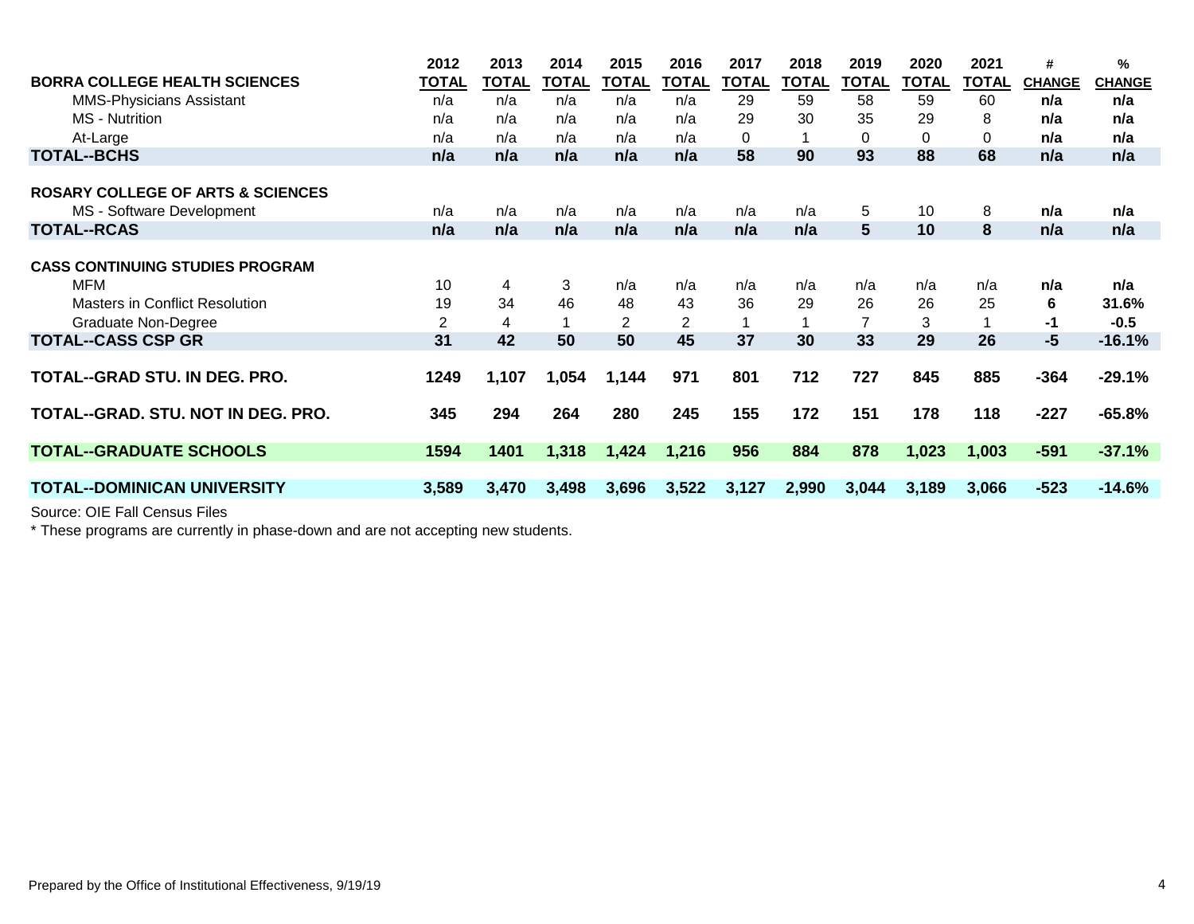| BORRA COLLEGE HEALTH SCIENCES | 2012 TOTAL | 2013 TOTAL | 2014 TOTAL | 2015 TOTAL | 2016 TOTAL | 2017 TOTAL | 2018 TOTAL | 2019 TOTAL | 2020 TOTAL | 2021 TOTAL | # CHANGE | % CHANGE |
|---|---|---|---|---|---|---|---|---|---|---|---|---|
| MMS-Physicians Assistant | n/a | n/a | n/a | n/a | n/a | 29 | 59 | 58 | 59 | 60 | **n/a** | **n/a** |
| MS - Nutrition | n/a | n/a | n/a | n/a | n/a | 29 | 30 | 35 | 29 | 8 | **n/a** | **n/a** |
| At-Large | n/a | n/a | n/a | n/a | n/a | 0 | 1 | 0 | 0 | 0 | **n/a** | **n/a** |
| **TOTAL--BCHS** | **n/a** | **n/a** | **n/a** | **n/a** | **n/a** | **58** | **90** | **93** | **88** | **68** | **n/a** | **n/a** |
| | | | | | | | | | | | | |
| **ROSARY COLLEGE OF ARTS & SCIENCES** | | | | | | | | | | | | |
| MS - Software Development | n/a | n/a | n/a | n/a | n/a | n/a | n/a | 5 | 10 | 8 | **n/a** | **n/a** |
| **TOTAL--RCAS** | **n/a** | **n/a** | **n/a** | **n/a** | **n/a** | **n/a** | **n/a** | **5** | **10** | **8** | **n/a** | **n/a** |
| | | | | | | | | | | | | |
| **CASS CONTINUING STUDIES PROGRAM** | | | | | | | | | | | | |
| MFM | 10 | 4 | 3 | n/a | n/a | n/a | n/a | n/a | n/a | n/a | **n/a** | **n/a** |
| Masters in Conflict Resolution | 19 | 34 | 46 | 48 | 43 | 36 | 29 | 26 | 26 | 25 | **6** | **31.6%** |
| Graduate Non-Degree | 2 | 4 | 1 | 2 | 2 | 1 | 1 | 7 | 3 | 1 | **-1** | **-0.5** |
| **TOTAL--CASS CSP GR** | **31** | **42** | **50** | **50** | **45** | **37** | **30** | **33** | **29** | **26** | **-5** | **-16.1%** |
| | | | | | | | | | | | | |
| **TOTAL--GRAD STU. IN DEG. PRO.** | **1249** | **1,107** | **1,054** | **1,144** | **971** | **801** | **712** | **727** | **845** | **885** | **-364** | **-29.1%** |
| | | | | | | | | | | | | |
| **TOTAL--GRAD. STU. NOT IN DEG. PRO.** | **345** | **294** | **264** | **280** | **245** | **155** | **172** | **151** | **178** | **118** | **-227** | **-65.8%** |
| | | | | | | | | | | | | |
| **TOTAL--GRADUATE SCHOOLS** | **1594** | **1401** | **1,318** | **1,424** | **1,216** | **956** | **884** | **878** | **1,023** | **1,003** | **-591** | **-37.1%** |
| | | | | | | | | | | | | |
| **TOTAL--DOMINICAN UNIVERSITY** | **3,589** | **3,470** | **3,498** | **3,696** | **3,522** | **3,127** | **2,990** | **3,044** | **3,189** | **3,066** | **-523** | **-14.6%** |

Source: OIE Fall Census Files

* These programs are currently in phase-down and are not accepting new students.

Prepared by the Office of Institutional Effectiveness, 9/19/19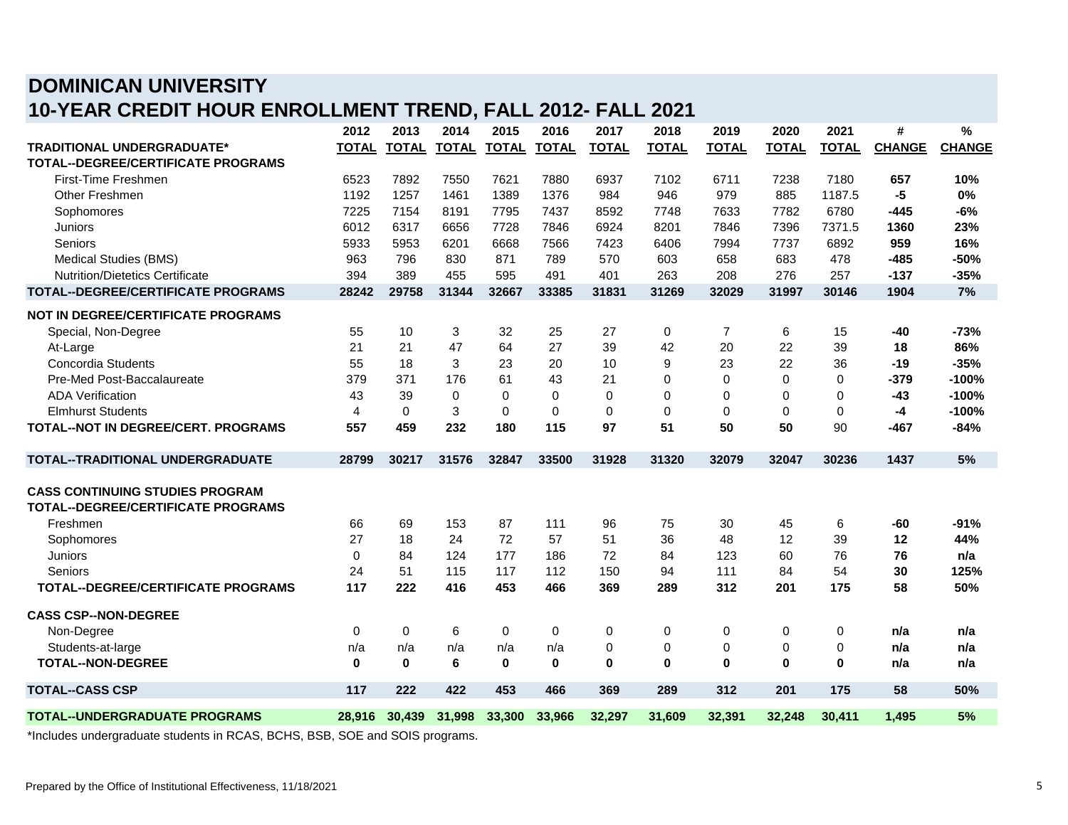# DOMINICAN UNIVERSITY
## 10-YEAR CREDIT HOUR ENROLLMENT TREND, FALL 2012- FALL 2021

| | 2012 | 2013 | 2014 | 2015 | 2016 | 2017 | 2018 | 2019 | 2020 | 2021 | # | % |
|---|---|---|---|---|---|---|---|---|---|---|---|---|
| **TRADITIONAL UNDERGRADUATE*** | **TOTAL** | **TOTAL** | **TOTAL** | **TOTAL** | **TOTAL** | **TOTAL** | **TOTAL** | **TOTAL** | **TOTAL** | **TOTAL** | **CHANGE** | **CHANGE** |
| **TOTAL--DEGREE/CERTIFICATE PROGRAMS** | | | | | | | | | | | | |
| First-Time Freshmen | 6523 | 7892 | 7550 | 7621 | 7880 | 6937 | 7102 | 6711 | 7238 | 7180 | **657** | **10%** |
| Other Freshmen | 1192 | 1257 | 1461 | 1389 | 1376 | 984 | 946 | 979 | 885 | 1187.5 | **-5** | **0%** |
| Sophomores | 7225 | 7154 | 8191 | 7795 | 7437 | 8592 | 7748 | 7633 | 7782 | 6780 | **-445** | **-6%** |
| Juniors | 6012 | 6317 | 6656 | 7728 | 7846 | 6924 | 8201 | 7846 | 7396 | 7371.5 | **1360** | **23%** |
| Seniors | 5933 | 5953 | 6201 | 6668 | 7566 | 7423 | 6406 | 7994 | 7737 | 6892 | **959** | **16%** |
| Medical Studies (BMS) | 963 | 796 | 830 | 871 | 789 | 570 | 603 | 658 | 683 | 478 | **-485** | **-50%** |
| Nutrition/Dietetics Certificate | 394 | 389 | 455 | 595 | 491 | 401 | 263 | 208 | 276 | 257 | **-137** | **-35%** |
| **TOTAL--DEGREE/CERTIFICATE PROGRAMS** | **28242** | **29758** | **31344** | **32667** | **33385** | **31831** | **31269** | **32029** | **31997** | **30146** | **1904** | **7%** |
| **NOT IN DEGREE/CERTIFICATE PROGRAMS** | | | | | | | | | | | | |
| Special, Non-Degree | 55 | 10 | 3 | 32 | 25 | 27 | 0 | 7 | 6 | 15 | **-40** | **-73%** |
| At-Large | 21 | 21 | 47 | 64 | 27 | 39 | 42 | 20 | 22 | 39 | **18** | **86%** |
| Concordia Students | 55 | 18 | 3 | 23 | 20 | 10 | 9 | 23 | 22 | 36 | **-19** | **-35%** |
| Pre-Med Post-Baccalaureate | 379 | 371 | 176 | 61 | 43 | 21 | 0 | 0 | 0 | 0 | **-379** | **-100%** |
| ADA Verification | 43 | 39 | 0 | 0 | 0 | 0 | 0 | 0 | 0 | 0 | **-43** | **-100%** |
| Elmhurst Students | 4 | 0 | 3 | 0 | 0 | 0 | 0 | 0 | 0 | 0 | **-4** | **-100%** |
| **TOTAL--NOT IN DEGREE/CERT. PROGRAMS** | **557** | **459** | **232** | **180** | **115** | **97** | **51** | **50** | **50** | 90 | **-467** | **-84%** |
| **TOTAL--TRADITIONAL UNDERGRADUATE** | **28799** | **30217** | **31576** | **32847** | **33500** | **31928** | **31320** | **32079** | **32047** | **30236** | **1437** | **5%** |
| **CASS CONTINUING STUDIES PROGRAM** | | | | | | | | | | | | |
| **TOTAL--DEGREE/CERTIFICATE PROGRAMS** | | | | | | | | | | | | |
| Freshmen | 66 | 69 | 153 | 87 | 111 | 96 | 75 | 30 | 45 | 6 | **-60** | **-91%** |
| Sophomores | 27 | 18 | 24 | 72 | 57 | 51 | 36 | 48 | 12 | 39 | **12** | **44%** |
| Juniors | 0 | 84 | 124 | 177 | 186 | 72 | 84 | 123 | 60 | 76 | **76** | **n/a** |
| Seniors | 24 | 51 | 115 | 117 | 112 | 150 | 94 | 111 | 84 | 54 | **30** | **125%** |
| **TOTAL--DEGREE/CERTIFICATE PROGRAMS** | **117** | **222** | **416** | **453** | **466** | **369** | **289** | **312** | **201** | **175** | **58** | **50%** |
| **CASS CSP--NON-DEGREE** | | | | | | | | | | | | |
| Non-Degree | 0 | 0 | 6 | 0 | 0 | 0 | 0 | 0 | 0 | 0 | **n/a** | **n/a** |
| Students-at-large | n/a | n/a | n/a | n/a | n/a | 0 | 0 | 0 | 0 | 0 | **n/a** | **n/a** |
| **TOTAL--NON-DEGREE** | **0** | **0** | **6** | **0** | **0** | **0** | **0** | **0** | **0** | **0** | **n/a** | **n/a** |
| **TOTAL--CASS CSP** | **117** | **222** | **422** | **453** | **466** | **369** | **289** | **312** | **201** | **175** | **58** | **50%** |
| **TOTAL--UNDERGRADUATE PROGRAMS** | **28,916** | **30,439** | **31,998** | **33,300** | **33,966** | **32,297** | **31,609** | **32,391** | **32,248** | **30,411** | **1,495** | **5%** |

*Includes undergraduate students in RCAS, BCHS, BSB, SOE and SOIS programs.

Prepared by the Office of Institutional Effectiveness, 11/18/2021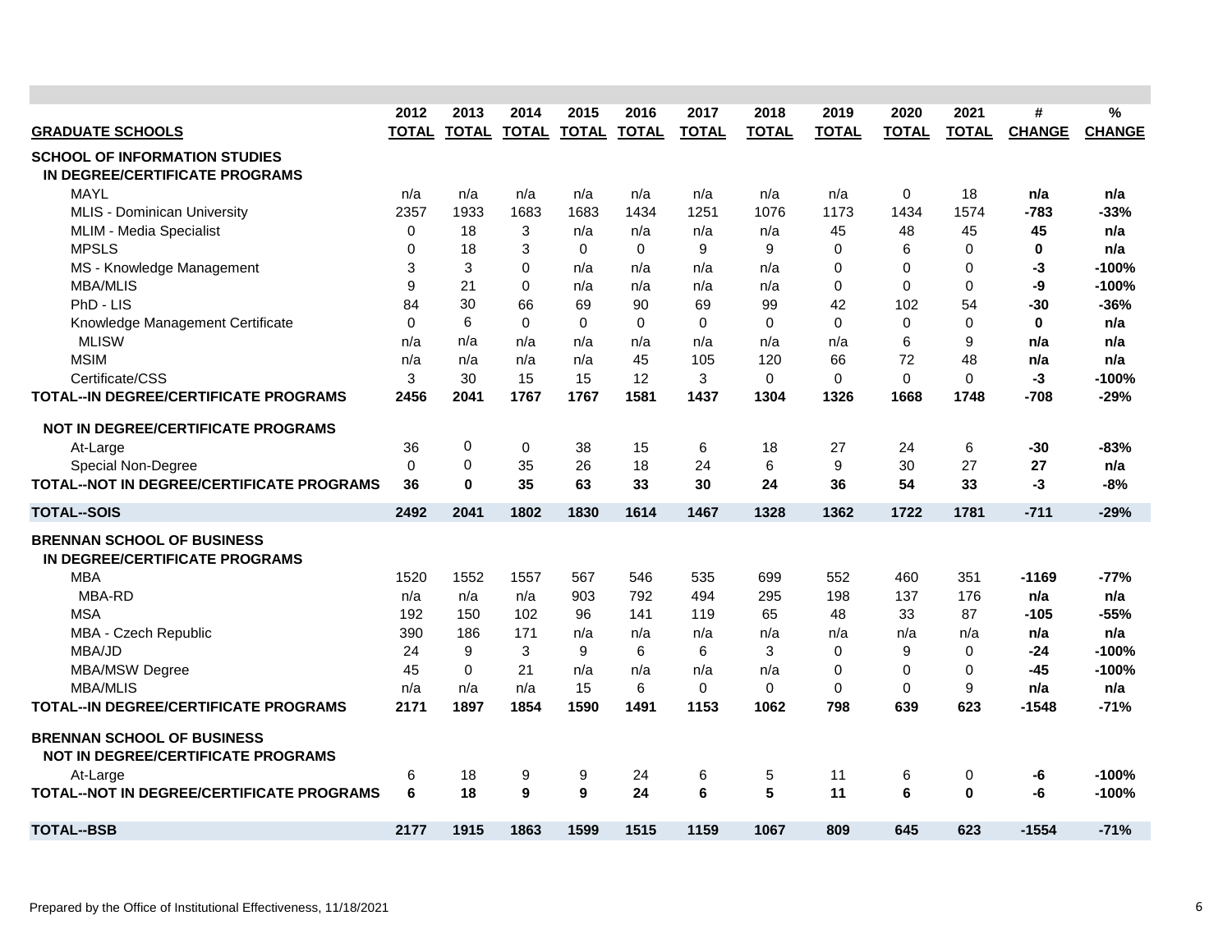| GRADUATE SCHOOLS | 2012 TOTAL | 2013 TOTAL | 2014 TOTAL | 2015 TOTAL | 2016 TOTAL | 2017 TOTAL | 2018 TOTAL | 2019 TOTAL | 2020 TOTAL | 2021 TOTAL | # CHANGE | % CHANGE |
|---|---|---|---|---|---|---|---|---|---|---|---|---|
| **SCHOOL OF INFORMATION STUDIES** | | | | | | | | | | | | |
| **IN DEGREE/CERTIFICATE PROGRAMS** | | | | | | | | | | | | |
| MAYL | n/a | n/a | n/a | n/a | n/a | n/a | n/a | n/a | 0 | 18 | **n/a** | **n/a** |
| MLIS - Dominican University | 2357 | 1933 | 1683 | 1683 | 1434 | 1251 | 1076 | 1173 | 1434 | 1574 | **-783** | **-33%** |
| MLIM - Media Specialist | 0 | 18 | 3 | n/a | n/a | n/a | n/a | 45 | 48 | 45 | **45** | **n/a** |
| MPSLS | 0 | 18 | 3 | 0 | 0 | 9 | 9 | 0 | 6 | 0 | **0** | **n/a** |
| MS - Knowledge Management | 3 | 3 | 0 | n/a | n/a | n/a | n/a | 0 | 0 | 0 | **-3** | **-100%** |
| MBA/MLIS | 9 | 21 | 0 | n/a | n/a | n/a | n/a | 0 | 0 | 0 | **-9** | **-100%** |
| PhD - LIS | 84 | 30 | 66 | 69 | 90 | 69 | 99 | 42 | 102 | 54 | **-30** | **-36%** |
| Knowledge Management Certificate | 0 | 6 | 0 | 0 | 0 | 0 | 0 | 0 | 0 | 0 | **0** | **n/a** |
| MLISW | n/a | n/a | n/a | n/a | n/a | n/a | n/a | n/a | 6 | 9 | **n/a** | **n/a** |
| MSIM | n/a | n/a | n/a | n/a | 45 | 105 | 120 | 66 | 72 | 48 | **n/a** | **n/a** |
| Certificate/CSS | 3 | 30 | 15 | 15 | 12 | 3 | 0 | 0 | 0 | 0 | **-3** | **-100%** |
| **TOTAL--IN DEGREE/CERTIFICATE PROGRAMS** | **2456** | **2041** | **1767** | **1767** | **1581** | **1437** | **1304** | **1326** | **1668** | **1748** | **-708** | **-29%** |
| **NOT IN DEGREE/CERTIFICATE PROGRAMS** | | | | | | | | | | | | |
| At-Large | 36 | 0 | 0 | 38 | 15 | 6 | 18 | 27 | 24 | 6 | **-30** | **-83%** |
| Special Non-Degree | 0 | 0 | 35 | 26 | 18 | 24 | 6 | 9 | 30 | 27 | **27** | **n/a** |
| **TOTAL--NOT IN DEGREE/CERTIFICATE PROGRAMS** | **36** | **0** | **35** | **63** | **33** | **30** | **24** | **36** | **54** | **33** | **-3** | **-8%** |
| **TOTAL--SOIS** | **2492** | **2041** | **1802** | **1830** | **1614** | **1467** | **1328** | **1362** | **1722** | **1781** | **-711** | **-29%** |
| **BRENNAN SCHOOL OF BUSINESS** | | | | | | | | | | | | |
| **IN DEGREE/CERTIFICATE PROGRAMS** | | | | | | | | | | | | |
| MBA | 1520 | 1552 | 1557 | 567 | 546 | 535 | 699 | 552 | 460 | 351 | **-1169** | **-77%** |
| MBA-RD | n/a | n/a | n/a | 903 | 792 | 494 | 295 | 198 | 137 | 176 | **n/a** | **n/a** |
| MSA | 192 | 150 | 102 | 96 | 141 | 119 | 65 | 48 | 33 | 87 | **-105** | **-55%** |
| MBA - Czech Republic | 390 | 186 | 171 | n/a | n/a | n/a | n/a | n/a | n/a | n/a | **n/a** | **n/a** |
| MBA/JD | 24 | 9 | 3 | 9 | 6 | 6 | 3 | 0 | 9 | 0 | **-24** | **-100%** |
| MBA/MSW Degree | 45 | 0 | 21 | n/a | n/a | n/a | n/a | 0 | 0 | 0 | **-45** | **-100%** |
| MBA/MLIS | n/a | n/a | n/a | 15 | 6 | 0 | 0 | 0 | 0 | 9 | **n/a** | **n/a** |
| **TOTAL--IN DEGREE/CERTIFICATE PROGRAMS** | **2171** | **1897** | **1854** | **1590** | **1491** | **1153** | **1062** | **798** | **639** | **623** | **-1548** | **-71%** |
| **BRENNAN SCHOOL OF BUSINESS** | | | | | | | | | | | | |
| **NOT IN DEGREE/CERTIFICATE PROGRAMS** | | | | | | | | | | | | |
| At-Large | 6 | 18 | 9 | 9 | 24 | 6 | 5 | 11 | 6 | 0 | **-6** | **-100%** |
| **TOTAL--NOT IN DEGREE/CERTIFICATE PROGRAMS** | **6** | **18** | **9** | **9** | **24** | **6** | **5** | **11** | **6** | **0** | **-6** | **-100%** |
| **TOTAL--BSB** | **2177** | **1915** | **1863** | **1599** | **1515** | **1159** | **1067** | **809** | **645** | **623** | **-1554** | **-71%** |

Prepared by the Office of Institutional Effectiveness, 11/18/2021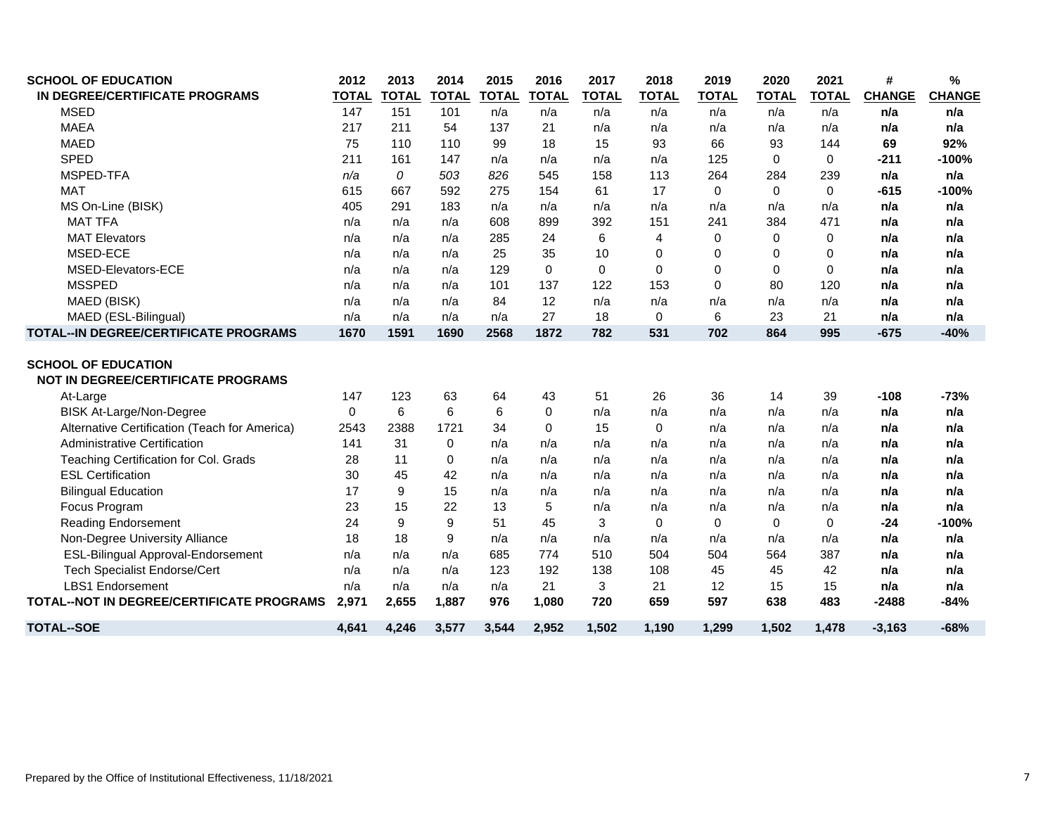| SCHOOL OF EDUCATION IN DEGREE/CERTIFICATE PROGRAMS | 2012 TOTAL | 2013 TOTAL | 2014 TOTAL | 2015 TOTAL | 2016 TOTAL | 2017 TOTAL | 2018 TOTAL | 2019 TOTAL | 2020 TOTAL | 2021 TOTAL | # CHANGE | % CHANGE |
|---|---|---|---|---|---|---|---|---|---|---|---|---|
| MSED | 147 | 151 | 101 | n/a | n/a | n/a | n/a | n/a | n/a | n/a | **n/a** | **n/a** |
| MAEA | 217 | 211 | 54 | 137 | 21 | n/a | n/a | n/a | n/a | n/a | **n/a** | **n/a** |
| MAED | 75 | 110 | 110 | 99 | 18 | 15 | 93 | 66 | 93 | 144 | **69** | **92%** |
| SPED | 211 | 161 | 147 | n/a | n/a | n/a | n/a | 125 | 0 | 0 | **-211** | **-100%** |
| MSPED-TFA | *n/a* | *0* | *503* | *826* | 545 | 158 | 113 | 264 | 284 | 239 | **n/a** | **n/a** |
| MAT | 615 | 667 | 592 | 275 | 154 | 61 | 17 | 0 | 0 | 0 | **-615** | **-100%** |
| MS On-Line (BISK) | 405 | 291 | 183 | n/a | n/a | n/a | n/a | n/a | n/a | n/a | **n/a** | **n/a** |
| MAT TFA | n/a | n/a | n/a | 608 | 899 | 392 | 151 | 241 | 384 | 471 | **n/a** | **n/a** |
| MAT Elevators | n/a | n/a | n/a | 285 | 24 | 6 | 4 | 0 | 0 | 0 | **n/a** | **n/a** |
| MSED-ECE | n/a | n/a | n/a | 25 | 35 | 10 | 0 | 0 | 0 | 0 | **n/a** | **n/a** |
| MSED-Elevators-ECE | n/a | n/a | n/a | 129 | 0 | 0 | 0 | 0 | 0 | 0 | **n/a** | **n/a** |
| MSSPED | n/a | n/a | n/a | 101 | 137 | 122 | 153 | 0 | 80 | 120 | **n/a** | **n/a** |
| MAED (BISK) | n/a | n/a | n/a | 84 | 12 | n/a | n/a | n/a | n/a | n/a | **n/a** | **n/a** |
| MAED (ESL-Bilingual) | n/a | n/a | n/a | n/a | 27 | 18 | 0 | 6 | 23 | 21 | **n/a** | **n/a** |
| **TOTAL--IN DEGREE/CERTIFICATE PROGRAMS** | **1670** | **1591** | **1690** | **2568** | **1872** | **782** | **531** | **702** | **864** | **995** | **-675** | **-40%** |

| SCHOOL OF EDUCATION NOT IN DEGREE/CERTIFICATE PROGRAMS | 2012 TOTAL | 2013 TOTAL | 2014 TOTAL | 2015 TOTAL | 2016 TOTAL | 2017 TOTAL | 2018 TOTAL | 2019 TOTAL | 2020 TOTAL | 2021 TOTAL | # CHANGE | % CHANGE |
|---|---|---|---|---|---|---|---|---|---|---|---|---|
| At-Large | 147 | 123 | 63 | 64 | 43 | 51 | 26 | 36 | 14 | 39 | **-108** | **-73%** |
| BISK At-Large/Non-Degree | 0 | 6 | 6 | 6 | 0 | n/a | n/a | n/a | n/a | n/a | **n/a** | **n/a** |
| Alternative Certification (Teach for America) | 2543 | 2388 | 1721 | 34 | 0 | 15 | 0 | n/a | n/a | n/a | **n/a** | **n/a** |
| Administrative Certification | 141 | 31 | 0 | n/a | n/a | n/a | n/a | n/a | n/a | n/a | **n/a** | **n/a** |
| Teaching Certification for Col. Grads | 28 | 11 | 0 | n/a | n/a | n/a | n/a | n/a | n/a | n/a | **n/a** | **n/a** |
| ESL Certification | 30 | 45 | 42 | n/a | n/a | n/a | n/a | n/a | n/a | n/a | **n/a** | **n/a** |
| Bilingual Education | 17 | 9 | 15 | n/a | n/a | n/a | n/a | n/a | n/a | n/a | **n/a** | **n/a** |
| Focus Program | 23 | 15 | 22 | 13 | 5 | n/a | n/a | n/a | n/a | n/a | **n/a** | **n/a** |
| Reading Endorsement | 24 | 9 | 9 | 51 | 45 | 3 | 0 | 0 | 0 | 0 | **-24** | **-100%** |
| Non-Degree University Alliance | 18 | 18 | 9 | n/a | n/a | n/a | n/a | n/a | n/a | n/a | **n/a** | **n/a** |
| ESL-Bilingual Approval-Endorsement | n/a | n/a | n/a | 685 | 774 | 510 | 504 | 504 | 564 | 387 | **n/a** | **n/a** |
| Tech Specialist Endorse/Cert | n/a | n/a | n/a | 123 | 192 | 138 | 108 | 45 | 45 | 42 | **n/a** | **n/a** |
| LBS1 Endorsement | n/a | n/a | n/a | n/a | 21 | 3 | 21 | 12 | 15 | 15 | **n/a** | **n/a** |
| **TOTAL--NOT IN DEGREE/CERTIFICATE PROGRAMS** | **2,971** | **2,655** | **1,887** | **976** | **1,080** | **720** | **659** | **597** | **638** | **483** | **-2488** | **-84%** |
| **TOTAL--SOE** | **4,641** | **4,246** | **3,577** | **3,544** | **2,952** | **1,502** | **1,190** | **1,299** | **1,502** | **1,478** | **-3,163** | **-68%** |

Prepared by the Office of Institutional Effectiveness, 11/18/2021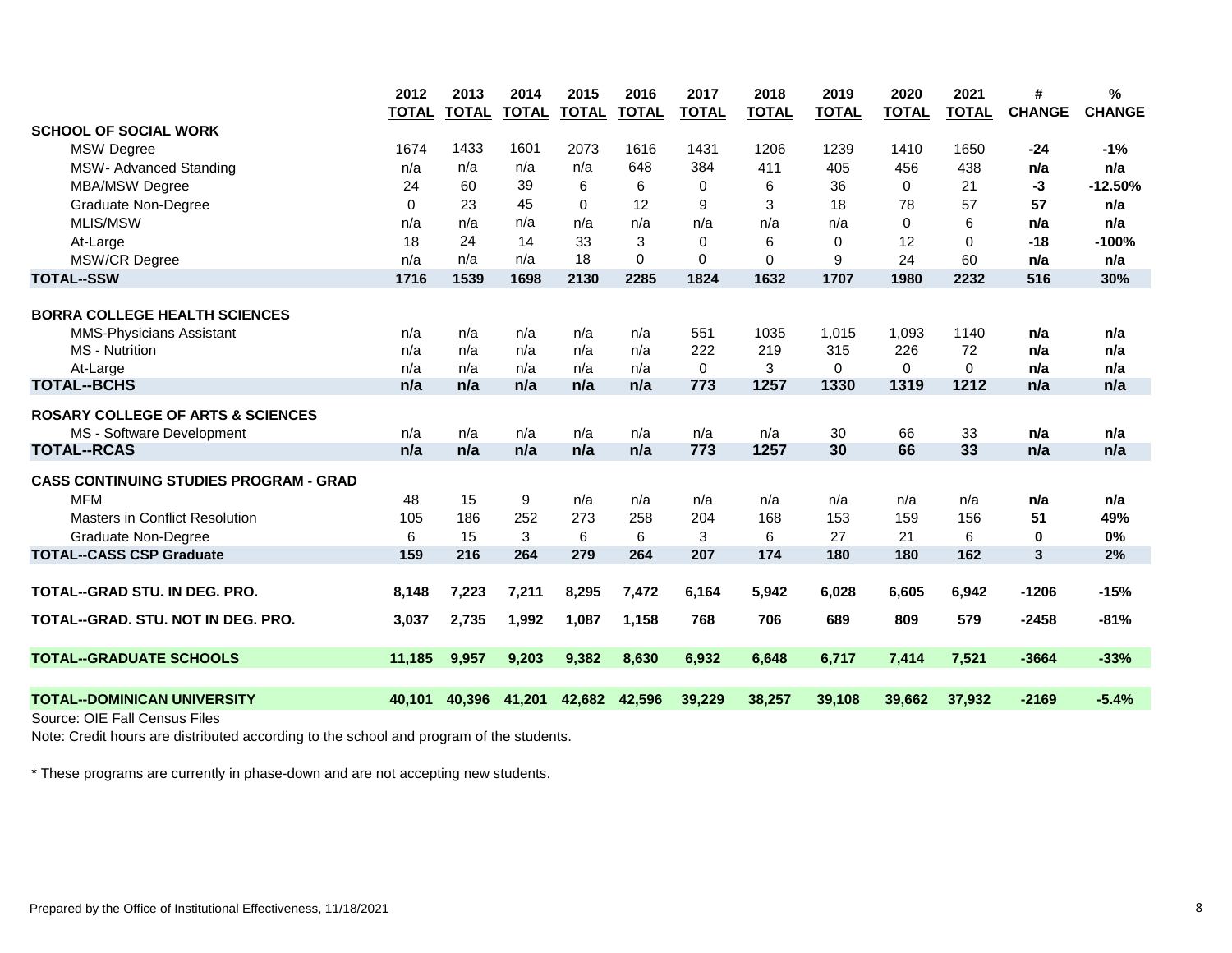| | 2012 TOTAL | 2013 TOTAL | 2014 TOTAL | 2015 TOTAL | 2016 TOTAL | 2017 TOTAL | 2018 TOTAL | 2019 TOTAL | 2020 TOTAL | 2021 TOTAL | # CHANGE | % CHANGE |
|---|---|---|---|---|---|---|---|---|---|---|---|---|
| **SCHOOL OF SOCIAL WORK** | | | | | | | | | | | | |
| MSW Degree | 1674 | 1433 | 1601 | 2073 | 1616 | 1431 | 1206 | 1239 | 1410 | 1650 | **-24** | **-1%** |
| MSW- Advanced Standing | n/a | n/a | n/a | n/a | 648 | 384 | 411 | 405 | 456 | 438 | **n/a** | **n/a** |
| MBA/MSW Degree | 24 | 60 | 39 | 6 | 6 | 0 | 6 | 36 | 0 | 21 | **-3** | **-12.50%** |
| Graduate Non-Degree | 0 | 23 | 45 | 0 | 12 | 9 | 3 | 18 | 78 | 57 | **57** | **n/a** |
| MLIS/MSW | n/a | n/a | n/a | n/a | n/a | n/a | n/a | n/a | 0 | 6 | **n/a** | **n/a** |
| At-Large | 18 | 24 | 14 | 33 | 3 | 0 | 6 | 0 | 12 | 0 | **-18** | **-100%** |
| MSW/CR Degree | n/a | n/a | n/a | 18 | 0 | 0 | 0 | 9 | 24 | 60 | **n/a** | **n/a** |
| **TOTAL--SSW** | **1716** | **1539** | **1698** | **2130** | **2285** | **1824** | **1632** | **1707** | **1980** | **2232** | **516** | **30%** |
| **BORRA COLLEGE HEALTH SCIENCES** | | | | | | | | | | | | |
| MMS-Physicians Assistant | n/a | n/a | n/a | n/a | n/a | 551 | 1035 | 1,015 | 1,093 | 1140 | **n/a** | **n/a** |
| MS - Nutrition | n/a | n/a | n/a | n/a | n/a | 222 | 219 | 315 | 226 | 72 | **n/a** | **n/a** |
| At-Large | n/a | n/a | n/a | n/a | n/a | 0 | 3 | 0 | 0 | 0 | **n/a** | **n/a** |
| **TOTAL--BCHS** | **n/a** | **n/a** | **n/a** | **n/a** | **n/a** | **773** | **1257** | **1330** | **1319** | **1212** | **n/a** | **n/a** |
| **ROSARY COLLEGE OF ARTS & SCIENCES** | | | | | | | | | | | | |
| MS - Software Development | n/a | n/a | n/a | n/a | n/a | n/a | n/a | 30 | 66 | 33 | **n/a** | **n/a** |
| **TOTAL--RCAS** | **n/a** | **n/a** | **n/a** | **n/a** | **n/a** | **773** | **1257** | **30** | **66** | **33** | **n/a** | **n/a** |
| **CASS CONTINUING STUDIES PROGRAM - GRAD** | | | | | | | | | | | | |
| MFM | 48 | 15 | 9 | n/a | n/a | n/a | n/a | n/a | n/a | n/a | **n/a** | **n/a** |
| Masters in Conflict Resolution | 105 | 186 | 252 | 273 | 258 | 204 | 168 | 153 | 159 | 156 | **51** | **49%** |
| Graduate Non-Degree | 6 | 15 | 3 | 6 | 6 | 3 | 6 | 27 | 21 | 6 | **0** | **0%** |
| **TOTAL--CASS CSP Graduate** | **159** | **216** | **264** | **279** | **264** | **207** | **174** | **180** | **180** | **162** | **3** | **2%** |
| **TOTAL--GRAD STU. IN DEG. PRO.** | **8,148** | **7,223** | **7,211** | **8,295** | **7,472** | **6,164** | **5,942** | **6,028** | **6,605** | **6,942** | **-1206** | **-15%** |
| **TOTAL--GRAD. STU. NOT IN DEG. PRO.** | **3,037** | **2,735** | **1,992** | **1,087** | **1,158** | **768** | **706** | **689** | **809** | **579** | **-2458** | **-81%** |
| **TOTAL--GRADUATE SCHOOLS** | **11,185** | **9,957** | **9,203** | **9,382** | **8,630** | **6,932** | **6,648** | **6,717** | **7,414** | **7,521** | **-3664** | **-33%** |
| **TOTAL--DOMINICAN UNIVERSITY** | **40,101** | **40,396** | **41,201** | **42,682** | **42,596** | **39,229** | **38,257** | **39,108** | **39,662** | **37,932** | **-2169** | **-5.4%** |

Source: OIE Fall Census Files

Note: Credit hours are distributed according to the school and program of the students.

* These programs are currently in phase-down and are not accepting new students.

Prepared by the Office of Institutional Effectiveness, 11/18/2021